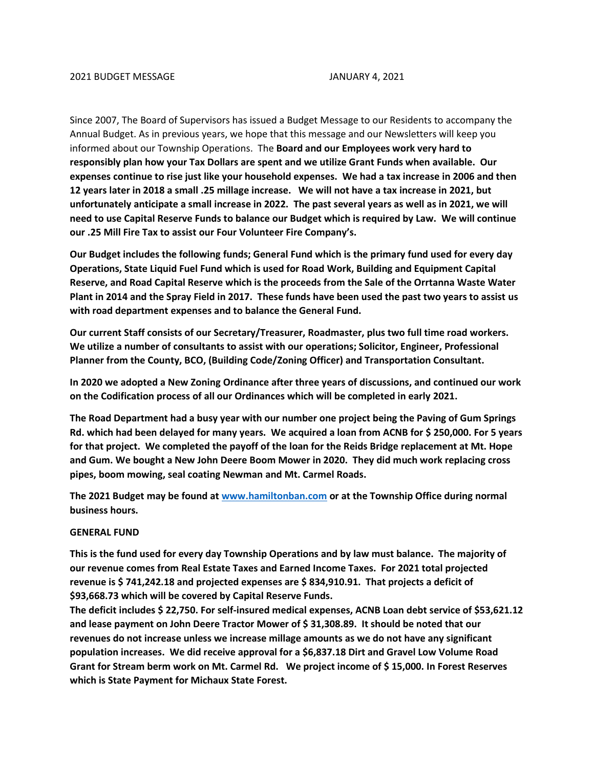2021 BUDGET MESSAGE JANUARY 4, 2021

Since 2007, The Board of Supervisors has issued a Budget Message to our Residents to accompany the Annual Budget. As in previous years, we hope that this message and our Newsletters will keep you informed about our Township Operations. The **Board and our Employees work very hard to responsibly plan how your Tax Dollars are spent and we utilize Grant Funds when available. Our expenses continue to rise just like your household expenses. We had a tax increase in 2006 and then 12 years later in 2018 a small .25 millage increase. We will not have a tax increase in 2021, but unfortunately anticipate a small increase in 2022. The past several years as well as in 2021, we will need to use Capital Reserve Funds to balance our Budget which is required by Law. We will continue our .25 Mill Fire Tax to assist our Four Volunteer Fire Company's.**

**Our Budget includes the following funds; General Fund which is the primary fund used for every day Operations, State Liquid Fuel Fund which is used for Road Work, Building and Equipment Capital Reserve, and Road Capital Reserve which is the proceeds from the Sale of the Orrtanna Waste Water Plant in 2014 and the Spray Field in 2017. These funds have been used the past two years to assist us with road department expenses and to balance the General Fund.**

**Our current Staff consists of our Secretary/Treasurer, Roadmaster, plus two full time road workers. We utilize a number of consultants to assist with our operations; Solicitor, Engineer, Professional Planner from the County, BCO, (Building Code/Zoning Officer) and Transportation Consultant.**

**In 2020 we adopted a New Zoning Ordinance after three years of discussions, and continued our work on the Codification process of all our Ordinances which will be completed in early 2021.**

**The Road Department had a busy year with our number one project being the Paving of Gum Springs Rd. which had been delayed for many years. We acquired a loan from ACNB for $ 250,000. For 5 years for that project. We completed the payoff of the loan for the Reids Bridge replacement at Mt. Hope and Gum. We bought a New John Deere Boom Mower in 2020. They did much work replacing cross pipes, boom mowing, seal coating Newman and Mt. Carmel Roads.**

**The 2021 Budget may be found at [www.hamiltonban.com](http://www.hamiltonban.com) or at the Township Office during normal business hours.**

**GENERAL FUND**

**This is the fund used for every day Township Operations and by law must balance. The majority of our revenue comes from Real Estate Taxes and Earned Income Taxes. For 2021 total projected revenue is $ 741,242.18 and projected expenses are $ 834,910.91. That projects a deficit of $93,668.73 which will be covered by Capital Reserve Funds.**
**The deficit includes $ 22,750. For self-insured medical expenses, ACNB Loan debt service of $53,621.12 and lease payment on John Deere Tractor Mower of $ 31,308.89. It should be noted that our revenues do not increase unless we increase millage amounts as we do not have any significant population increases. We did receive approval for a $6,837.18 Dirt and Gravel Low Volume Road Grant for Stream berm work on Mt. Carmel Rd. We project income of $ 15,000. In Forest Reserves which is State Payment for Michaux State Forest.**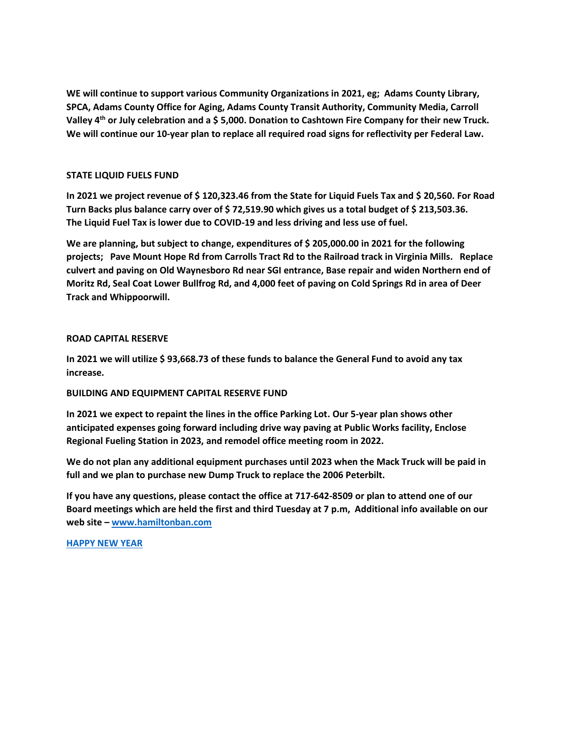**WE will continue to support various Community Organizations in 2021, eg; Adams County Library, SPCA, Adams County Office for Aging, Adams County Transit Authority, Community Media, Carroll Valley 4th or July celebration and a $ 5,000. Donation to Cashtown Fire Company for their new Truck. We will continue our 10-year plan to replace all required road signs for reflectivity per Federal Law.**

**STATE LIQUID FUELS FUND**

**In 2021 we project revenue of $ 120,323.46 from the State for Liquid Fuels Tax and $ 20,560. For Road Turn Backs plus balance carry over of $ 72,519.90 which gives us a total budget of $ 213,503.36. The Liquid Fuel Tax is lower due to COVID-19 and less driving and less use of fuel.**

**We are planning, but subject to change, expenditures of $ 205,000.00 in 2021 for the following projects; Pave Mount Hope Rd from Carrolls Tract Rd to the Railroad track in Virginia Mills. Replace culvert and paving on Old Waynesboro Rd near SGI entrance, Base repair and widen Northern end of Moritz Rd, Seal Coat Lower Bullfrog Rd, and 4,000 feet of paving on Cold Springs Rd in area of Deer Track and Whippoorwill.**

**ROAD CAPITAL RESERVE**

**In 2021 we will utilize $ 93,668.73 of these funds to balance the General Fund to avoid any tax increase.**

**BUILDING AND EQUIPMENT CAPITAL RESERVE FUND**

**In 2021 we expect to repaint the lines in the office Parking Lot. Our 5-year plan shows other anticipated expenses going forward including drive way paving at Public Works facility, Enclose Regional Fueling Station in 2023, and remodel office meeting room in 2022.**

**We do not plan any additional equipment purchases until 2023 when the Mack Truck will be paid in full and we plan to purchase new Dump Truck to replace the 2006 Peterbilt.**

**If you have any questions, please contact the office at 717-642-8509 or plan to attend one of our Board meetings which are held the first and third Tuesday at 7 p.m, Additional info available on our web site – www.hamiltonban.com**

**HAPPY NEW YEAR**